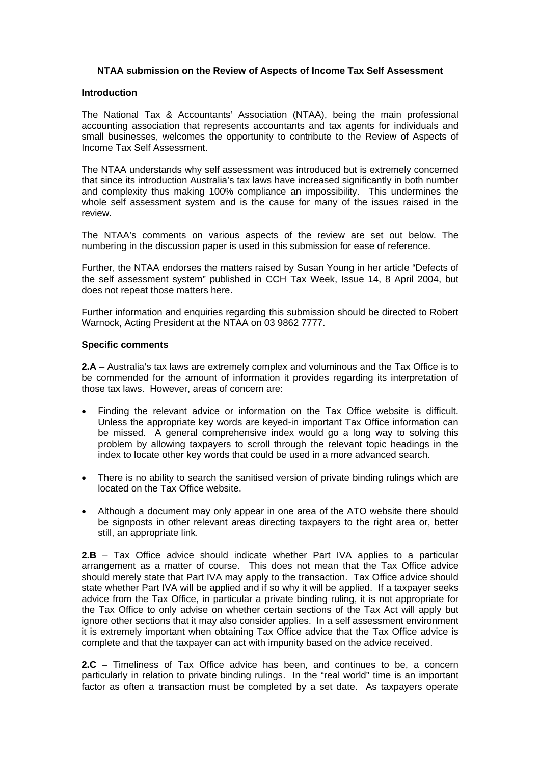# NTAA submission on the Review of Aspects of Income Tax Self Assessment

## Introduction

The National Tax & Accountants' Association (NTAA), being the main professional accounting association that represents accountants and tax agents for individuals and small businesses, welcomes the opportunity to contribute to the Review of Aspects of Income Tax Self Assessment.

The NTAA understands why self assessment was introduced but is extremely concerned that since its introduction Australia's tax laws have increased significantly in both number and complexity thus making 100% compliance an impossibility. This undermines the whole self assessment system and is the cause for many of the issues raised in the review.

The NTAA's comments on various aspects of the review are set out below. The numbering in the discussion paper is used in this submission for ease of reference.

Further, the NTAA endorses the matters raised by Susan Young in her article "Defects of the self assessment system" published in CCH Tax Week, Issue 14, 8 April 2004, but does not repeat those matters here.

Further information and enquiries regarding this submission should be directed to Robert Warnock, Acting President at the NTAA on 03 9862 7777.

## Specific comments

**2.A** – Australia's tax laws are extremely complex and voluminous and the Tax Office is to be commended for the amount of information it provides regarding its interpretation of those tax laws. However, areas of concern are:

- Finding the relevant advice or information on the Tax Office website is difficult. Unless the appropriate key words are keyed-in important Tax Office information can be missed. A general comprehensive index would go a long way to solving this problem by allowing taxpayers to scroll through the relevant topic headings in the index to locate other key words that could be used in a more advanced search.

- There is no ability to search the sanitised version of private binding rulings which are located on the Tax Office website.

- Although a document may only appear in one area of the ATO website there should be signposts in other relevant areas directing taxpayers to the right area or, better still, an appropriate link.

**2.B** – Tax Office advice should indicate whether Part IVA applies to a particular arrangement as a matter of course. This does not mean that the Tax Office advice should merely state that Part IVA may apply to the transaction. Tax Office advice should state whether Part IVA will be applied and if so why it will be applied. If a taxpayer seeks advice from the Tax Office, in particular a private binding ruling, it is not appropriate for the Tax Office to only advise on whether certain sections of the Tax Act will apply but ignore other sections that it may also consider applies. In a self assessment environment it is extremely important when obtaining Tax Office advice that the Tax Office advice is complete and that the taxpayer can act with impunity based on the advice received.

**2.C** – Timeliness of Tax Office advice has been, and continues to be, a concern particularly in relation to private binding rulings. In the "real world" time is an important factor as often a transaction must be completed by a set date. As taxpayers operate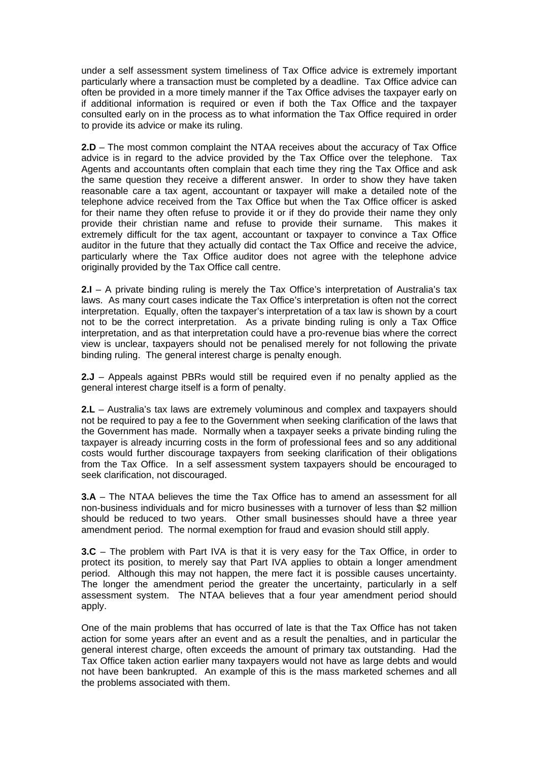under a self assessment system timeliness of Tax Office advice is extremely important particularly where a transaction must be completed by a deadline. Tax Office advice can often be provided in a more timely manner if the Tax Office advises the taxpayer early on if additional information is required or even if both the Tax Office and the taxpayer consulted early on in the process as to what information the Tax Office required in order to provide its advice or make its ruling.

**2.D** – The most common complaint the NTAA receives about the accuracy of Tax Office advice is in regard to the advice provided by the Tax Office over the telephone. Tax Agents and accountants often complain that each time they ring the Tax Office and ask the same question they receive a different answer. In order to show they have taken reasonable care a tax agent, accountant or taxpayer will make a detailed note of the telephone advice received from the Tax Office but when the Tax Office officer is asked for their name they often refuse to provide it or if they do provide their name they only provide their christian name and refuse to provide their surname. This makes it extremely difficult for the tax agent, accountant or taxpayer to convince a Tax Office auditor in the future that they actually did contact the Tax Office and receive the advice, particularly where the Tax Office auditor does not agree with the telephone advice originally provided by the Tax Office call centre.

**2.I** – A private binding ruling is merely the Tax Office's interpretation of Australia's tax laws. As many court cases indicate the Tax Office's interpretation is often not the correct interpretation. Equally, often the taxpayer's interpretation of a tax law is shown by a court not to be the correct interpretation. As a private binding ruling is only a Tax Office interpretation, and as that interpretation could have a pro-revenue bias where the correct view is unclear, taxpayers should not be penalised merely for not following the private binding ruling. The general interest charge is penalty enough.

**2.J** – Appeals against PBRs would still be required even if no penalty applied as the general interest charge itself is a form of penalty.

**2.L** – Australia's tax laws are extremely voluminous and complex and taxpayers should not be required to pay a fee to the Government when seeking clarification of the laws that the Government has made. Normally when a taxpayer seeks a private binding ruling the taxpayer is already incurring costs in the form of professional fees and so any additional costs would further discourage taxpayers from seeking clarification of their obligations from the Tax Office. In a self assessment system taxpayers should be encouraged to seek clarification, not discouraged.

**3.A** – The NTAA believes the time the Tax Office has to amend an assessment for all non-business individuals and for micro businesses with a turnover of less than $2 million should be reduced to two years. Other small businesses should have a three year amendment period. The normal exemption for fraud and evasion should still apply.

**3.C** – The problem with Part IVA is that it is very easy for the Tax Office, in order to protect its position, to merely say that Part IVA applies to obtain a longer amendment period. Although this may not happen, the mere fact it is possible causes uncertainty. The longer the amendment period the greater the uncertainty, particularly in a self assessment system. The NTAA believes that a four year amendment period should apply.

One of the main problems that has occurred of late is that the Tax Office has not taken action for some years after an event and as a result the penalties, and in particular the general interest charge, often exceeds the amount of primary tax outstanding. Had the Tax Office taken action earlier many taxpayers would not have as large debts and would not have been bankrupted. An example of this is the mass marketed schemes and all the problems associated with them.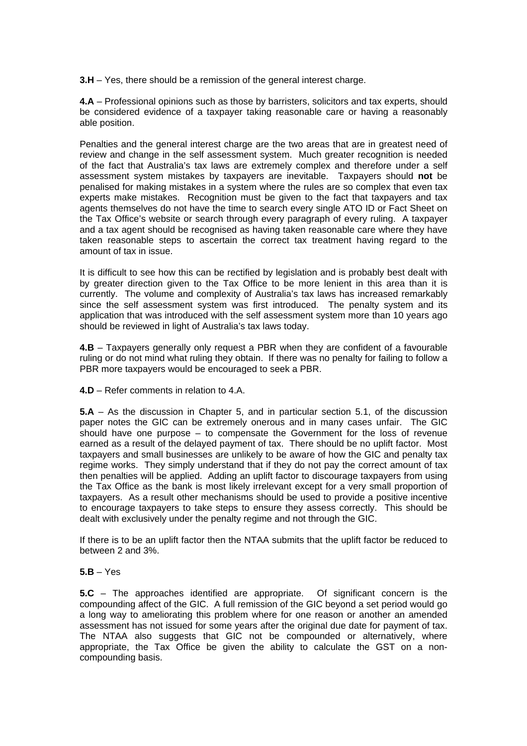**3.H** – Yes, there should be a remission of the general interest charge.

**4.A** – Professional opinions such as those by barristers, solicitors and tax experts, should be considered evidence of a taxpayer taking reasonable care or having a reasonably able position.

Penalties and the general interest charge are the two areas that are in greatest need of review and change in the self assessment system. Much greater recognition is needed of the fact that Australia's tax laws are extremely complex and therefore under a self assessment system mistakes by taxpayers are inevitable. Taxpayers should **not** be penalised for making mistakes in a system where the rules are so complex that even tax experts make mistakes. Recognition must be given to the fact that taxpayers and tax agents themselves do not have the time to search every single ATO ID or Fact Sheet on the Tax Office's website or search through every paragraph of every ruling. A taxpayer and a tax agent should be recognised as having taken reasonable care where they have taken reasonable steps to ascertain the correct tax treatment having regard to the amount of tax in issue.

It is difficult to see how this can be rectified by legislation and is probably best dealt with by greater direction given to the Tax Office to be more lenient in this area than it is currently. The volume and complexity of Australia's tax laws has increased remarkably since the self assessment system was first introduced. The penalty system and its application that was introduced with the self assessment system more than 10 years ago should be reviewed in light of Australia's tax laws today.

**4.B** – Taxpayers generally only request a PBR when they are confident of a favourable ruling or do not mind what ruling they obtain. If there was no penalty for failing to follow a PBR more taxpayers would be encouraged to seek a PBR.

**4.D** – Refer comments in relation to 4.A.

**5.A** – As the discussion in Chapter 5, and in particular section 5.1, of the discussion paper notes the GIC can be extremely onerous and in many cases unfair. The GIC should have one purpose – to compensate the Government for the loss of revenue earned as a result of the delayed payment of tax. There should be no uplift factor. Most taxpayers and small businesses are unlikely to be aware of how the GIC and penalty tax regime works. They simply understand that if they do not pay the correct amount of tax then penalties will be applied. Adding an uplift factor to discourage taxpayers from using the Tax Office as the bank is most likely irrelevant except for a very small proportion of taxpayers. As a result other mechanisms should be used to provide a positive incentive to encourage taxpayers to take steps to ensure they assess correctly. This should be dealt with exclusively under the penalty regime and not through the GIC.

If there is to be an uplift factor then the NTAA submits that the uplift factor be reduced to between 2 and 3%.

**5.B** – Yes

**5.C** – The approaches identified are appropriate. Of significant concern is the compounding affect of the GIC. A full remission of the GIC beyond a set period would go a long way to ameliorating this problem where for one reason or another an amended assessment has not issued for some years after the original due date for payment of tax. The NTAA also suggests that GIC not be compounded or alternatively, where appropriate, the Tax Office be given the ability to calculate the GST on a non-compounding basis.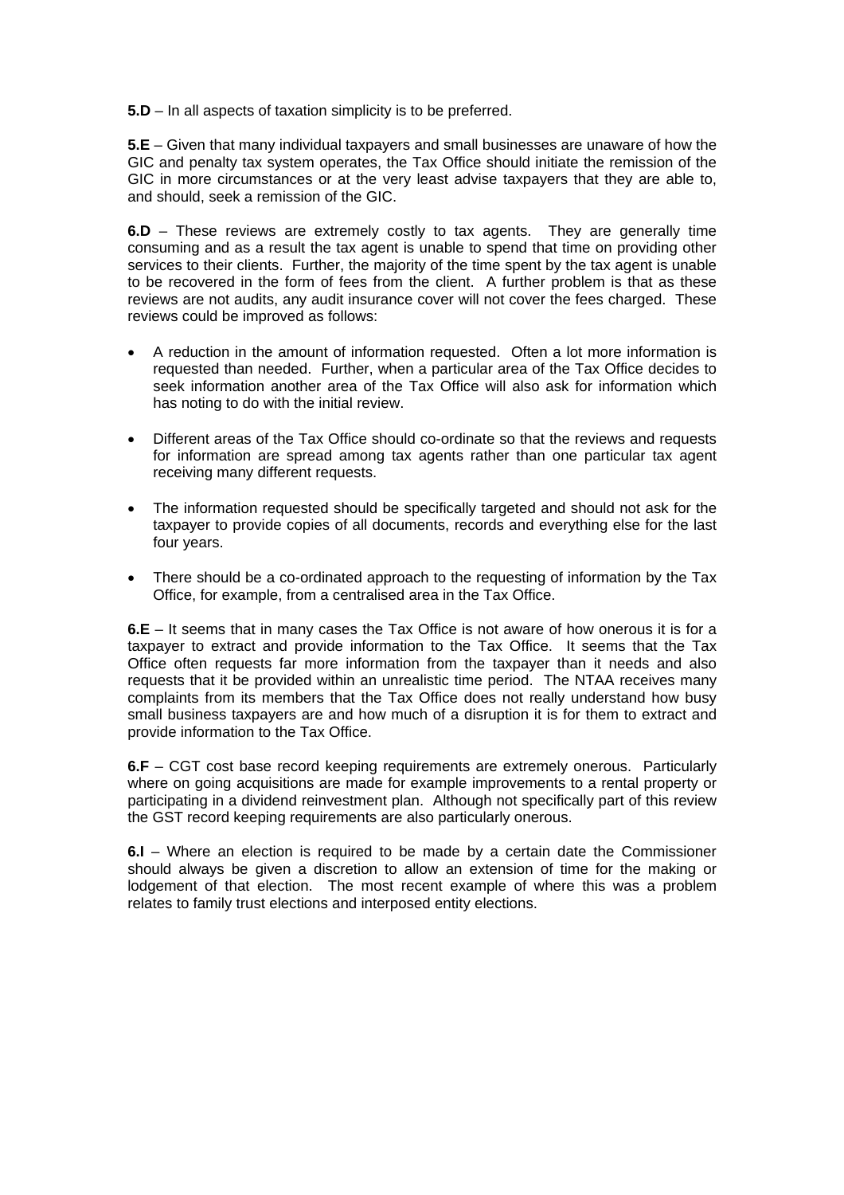**5.D** – In all aspects of taxation simplicity is to be preferred.

**5.E** – Given that many individual taxpayers and small businesses are unaware of how the GIC and penalty tax system operates, the Tax Office should initiate the remission of the GIC in more circumstances or at the very least advise taxpayers that they are able to, and should, seek a remission of the GIC.

**6.D** – These reviews are extremely costly to tax agents. They are generally time consuming and as a result the tax agent is unable to spend that time on providing other services to their clients. Further, the majority of the time spent by the tax agent is unable to be recovered in the form of fees from the client. A further problem is that as these reviews are not audits, any audit insurance cover will not cover the fees charged. These reviews could be improved as follows:

- A reduction in the amount of information requested. Often a lot more information is requested than needed. Further, when a particular area of the Tax Office decides to seek information another area of the Tax Office will also ask for information which has noting to do with the initial review.
- Different areas of the Tax Office should co-ordinate so that the reviews and requests for information are spread among tax agents rather than one particular tax agent receiving many different requests.
- The information requested should be specifically targeted and should not ask for the taxpayer to provide copies of all documents, records and everything else for the last four years.
- There should be a co-ordinated approach to the requesting of information by the Tax Office, for example, from a centralised area in the Tax Office.

**6.E** – It seems that in many cases the Tax Office is not aware of how onerous it is for a taxpayer to extract and provide information to the Tax Office. It seems that the Tax Office often requests far more information from the taxpayer than it needs and also requests that it be provided within an unrealistic time period. The NTAA receives many complaints from its members that the Tax Office does not really understand how busy small business taxpayers are and how much of a disruption it is for them to extract and provide information to the Tax Office.

**6.F** – CGT cost base record keeping requirements are extremely onerous. Particularly where on going acquisitions are made for example improvements to a rental property or participating in a dividend reinvestment plan. Although not specifically part of this review the GST record keeping requirements are also particularly onerous.

**6.I** – Where an election is required to be made by a certain date the Commissioner should always be given a discretion to allow an extension of time for the making or lodgement of that election. The most recent example of where this was a problem relates to family trust elections and interposed entity elections.